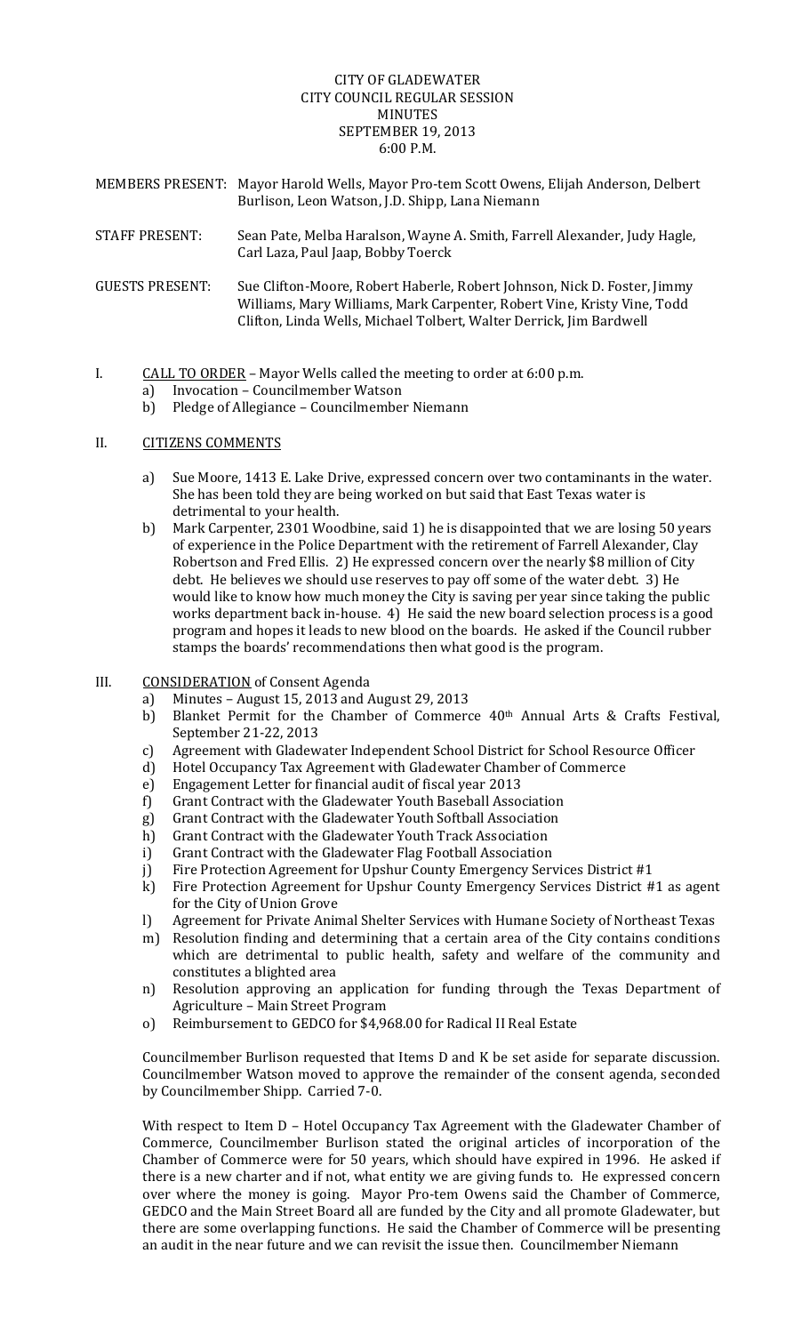# CITY OF GLADEWATER
## CITY COUNCIL REGULAR SESSION
## MINUTES
## SEPTEMBER 19, 2013
## 6:00 P.M.

MEMBERS PRESENT: Mayor Harold Wells, Mayor Pro-tem Scott Owens, Elijah Anderson, Delbert Burlison, Leon Watson, J.D. Shipp, Lana Niemann

STAFF PRESENT: Sean Pate, Melba Haralson, Wayne A. Smith, Farrell Alexander, Judy Hagle, Carl Laza, Paul Jaap, Bobby Toerck

GUESTS PRESENT: Sue Clifton-Moore, Robert Haberle, Robert Johnson, Nick D. Foster, Jimmy Williams, Mary Williams, Mark Carpenter, Robert Vine, Kristy Vine, Todd Clifton, Linda Wells, Michael Tolbert, Walter Derrick, Jim Bardwell

I. CALL TO ORDER – Mayor Wells called the meeting to order at 6:00 p.m.
   a) Invocation – Councilmember Watson
   b) Pledge of Allegiance – Councilmember Niemann

II. CITIZENS COMMENTS

   a) Sue Moore, 1413 E. Lake Drive, expressed concern over two contaminants in the water. She has been told they are being worked on but said that East Texas water is detrimental to your health.
   b) Mark Carpenter, 2301 Woodbine, said 1) he is disappointed that we are losing 50 years of experience in the Police Department with the retirement of Farrell Alexander, Clay Robertson and Fred Ellis. 2) He expressed concern over the nearly $8 million of City debt. He believes we should use reserves to pay off some of the water debt. 3) He would like to know how much money the City is saving per year since taking the public works department back in-house. 4) He said the new board selection process is a good program and hopes it leads to new blood on the boards. He asked if the Council rubber stamps the boards' recommendations then what good is the program.

III. CONSIDERATION of Consent Agenda
   a) Minutes – August 15, 2013 and August 29, 2013
   b) Blanket Permit for the Chamber of Commerce 40th Annual Arts & Crafts Festival, September 21-22, 2013
   c) Agreement with Gladewater Independent School District for School Resource Officer
   d) Hotel Occupancy Tax Agreement with Gladewater Chamber of Commerce
   e) Engagement Letter for financial audit of fiscal year 2013
   f) Grant Contract with the Gladewater Youth Baseball Association
   g) Grant Contract with the Gladewater Youth Softball Association
   h) Grant Contract with the Gladewater Youth Track Association
   i) Grant Contract with the Gladewater Flag Football Association
   j) Fire Protection Agreement for Upshur County Emergency Services District #1
   k) Fire Protection Agreement for Upshur County Emergency Services District #1 as agent for the City of Union Grove
   l) Agreement for Private Animal Shelter Services with Humane Society of Northeast Texas
   m) Resolution finding and determining that a certain area of the City contains conditions which are detrimental to public health, safety and welfare of the community and constitutes a blighted area
   n) Resolution approving an application for funding through the Texas Department of Agriculture – Main Street Program
   o) Reimbursement to GEDCO for $4,968.00 for Radical II Real Estate

Councilmember Burlison requested that Items D and K be set aside for separate discussion. Councilmember Watson moved to approve the remainder of the consent agenda, seconded by Councilmember Shipp. Carried 7-0.

With respect to Item D – Hotel Occupancy Tax Agreement with the Gladewater Chamber of Commerce, Councilmember Burlison stated the original articles of incorporation of the Chamber of Commerce were for 50 years, which should have expired in 1996. He asked if there is a new charter and if not, what entity we are giving funds to. He expressed concern over where the money is going. Mayor Pro-tem Owens said the Chamber of Commerce, GEDCO and the Main Street Board all are funded by the City and all promote Gladewater, but there are some overlapping functions. He said the Chamber of Commerce will be presenting an audit in the near future and we can revisit the issue then. Councilmember Niemann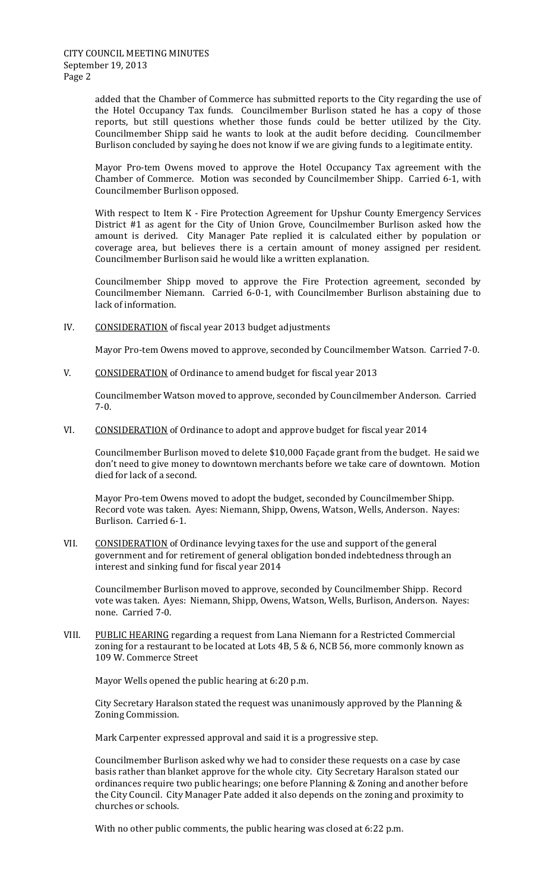added that the Chamber of Commerce has submitted reports to the City regarding the use of the Hotel Occupancy Tax funds. Councilmember Burlison stated he has a copy of those reports, but still questions whether those funds could be better utilized by the City. Councilmember Shipp said he wants to look at the audit before deciding. Councilmember Burlison concluded by saying he does not know if we are giving funds to a legitimate entity.

Mayor Pro-tem Owens moved to approve the Hotel Occupancy Tax agreement with the Chamber of Commerce. Motion was seconded by Councilmember Shipp. Carried 6-1, with Councilmember Burlison opposed.

With respect to Item K - Fire Protection Agreement for Upshur County Emergency Services District #1 as agent for the City of Union Grove, Councilmember Burlison asked how the amount is derived. City Manager Pate replied it is calculated either by population or coverage area, but believes there is a certain amount of money assigned per resident. Councilmember Burlison said he would like a written explanation.

Councilmember Shipp moved to approve the Fire Protection agreement, seconded by Councilmember Niemann. Carried 6-0-1, with Councilmember Burlison abstaining due to lack of information.

IV. CONSIDERATION of fiscal year 2013 budget adjustments

Mayor Pro-tem Owens moved to approve, seconded by Councilmember Watson. Carried 7-0.

V. CONSIDERATION of Ordinance to amend budget for fiscal year 2013

Councilmember Watson moved to approve, seconded by Councilmember Anderson. Carried 7-0.

VI. CONSIDERATION of Ordinance to adopt and approve budget for fiscal year 2014

Councilmember Burlison moved to delete $10,000 Façade grant from the budget. He said we don't need to give money to downtown merchants before we take care of downtown. Motion died for lack of a second.

Mayor Pro-tem Owens moved to adopt the budget, seconded by Councilmember Shipp. Record vote was taken. Ayes: Niemann, Shipp, Owens, Watson, Wells, Anderson. Nayes: Burlison. Carried 6-1.

VII. CONSIDERATION of Ordinance levying taxes for the use and support of the general government and for retirement of general obligation bonded indebtedness through an interest and sinking fund for fiscal year 2014

Councilmember Burlison moved to approve, seconded by Councilmember Shipp. Record vote was taken. Ayes: Niemann, Shipp, Owens, Watson, Wells, Burlison, Anderson. Nayes: none. Carried 7-0.

VIII. PUBLIC HEARING regarding a request from Lana Niemann for a Restricted Commercial zoning for a restaurant to be located at Lots 4B, 5 & 6, NCB 56, more commonly known as 109 W. Commerce Street

Mayor Wells opened the public hearing at 6:20 p.m.

City Secretary Haralson stated the request was unanimously approved by the Planning & Zoning Commission.

Mark Carpenter expressed approval and said it is a progressive step.

Councilmember Burlison asked why we had to consider these requests on a case by case basis rather than blanket approve for the whole city. City Secretary Haralson stated our ordinances require two public hearings; one before Planning & Zoning and another before the City Council. City Manager Pate added it also depends on the zoning and proximity to churches or schools.

With no other public comments, the public hearing was closed at 6:22 p.m.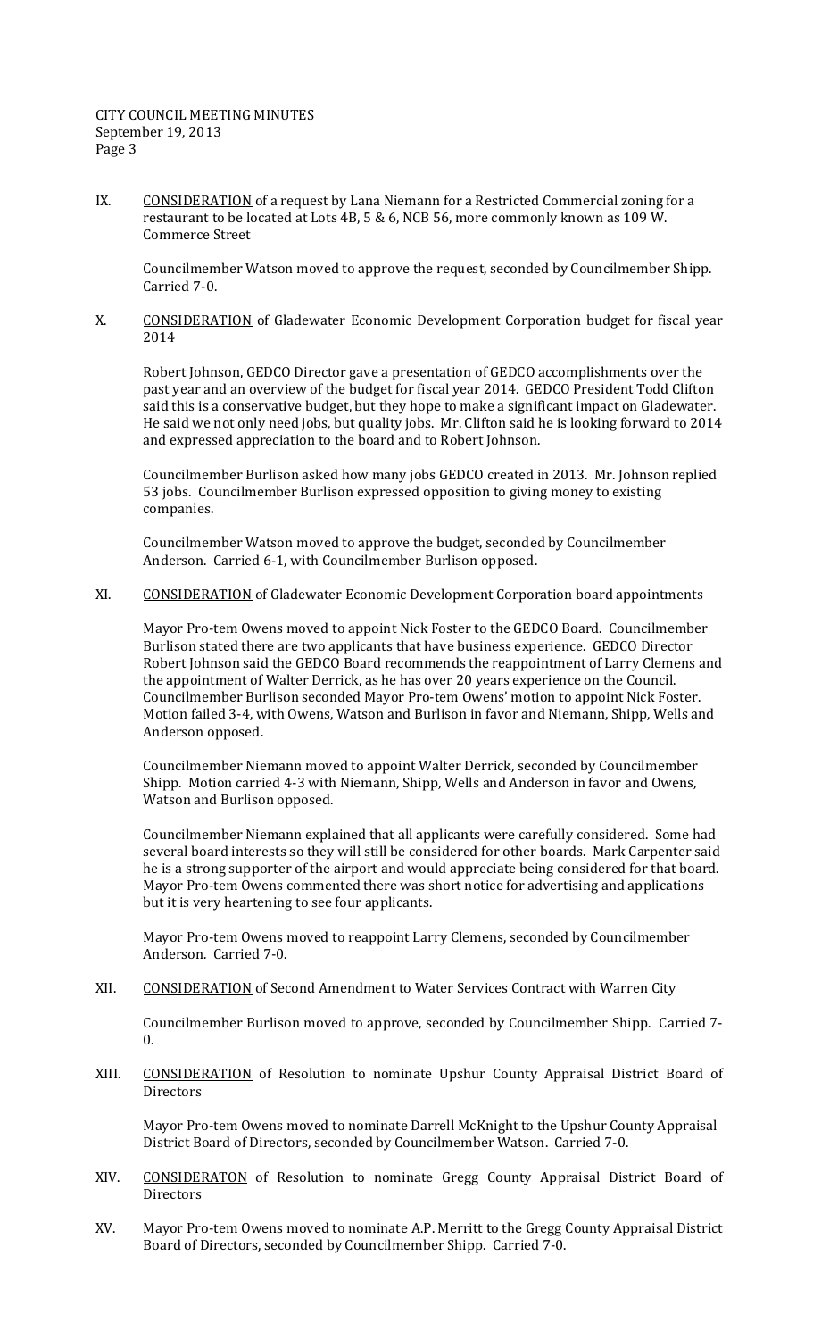IX. <u>CONSIDERATION</u> of a request by Lana Niemann for a Restricted Commercial zoning for a restaurant to be located at Lots 4B, 5 & 6, NCB 56, more commonly known as 109 W. Commerce Street

Councilmember Watson moved to approve the request, seconded by Councilmember Shipp. Carried 7-0.

X. <u>CONSIDERATION</u> of Gladewater Economic Development Corporation budget for fiscal year 2014

Robert Johnson, GEDCO Director gave a presentation of GEDCO accomplishments over the past year and an overview of the budget for fiscal year 2014. GEDCO President Todd Clifton said this is a conservative budget, but they hope to make a significant impact on Gladewater. He said we not only need jobs, but quality jobs. Mr. Clifton said he is looking forward to 2014 and expressed appreciation to the board and to Robert Johnson.

Councilmember Burlison asked how many jobs GEDCO created in 2013. Mr. Johnson replied 53 jobs. Councilmember Burlison expressed opposition to giving money to existing companies.

Councilmember Watson moved to approve the budget, seconded by Councilmember Anderson. Carried 6-1, with Councilmember Burlison opposed.

XI. <u>CONSIDERATION</u> of Gladewater Economic Development Corporation board appointments

Mayor Pro-tem Owens moved to appoint Nick Foster to the GEDCO Board. Councilmember Burlison stated there are two applicants that have business experience. GEDCO Director Robert Johnson said the GEDCO Board recommends the reappointment of Larry Clemens and the appointment of Walter Derrick, as he has over 20 years experience on the Council. Councilmember Burlison seconded Mayor Pro-tem Owens' motion to appoint Nick Foster. Motion failed 3-4, with Owens, Watson and Burlison in favor and Niemann, Shipp, Wells and Anderson opposed.

Councilmember Niemann moved to appoint Walter Derrick, seconded by Councilmember Shipp. Motion carried 4-3 with Niemann, Shipp, Wells and Anderson in favor and Owens, Watson and Burlison opposed.

Councilmember Niemann explained that all applicants were carefully considered. Some had several board interests so they will still be considered for other boards. Mark Carpenter said he is a strong supporter of the airport and would appreciate being considered for that board. Mayor Pro-tem Owens commented there was short notice for advertising and applications but it is very heartening to see four applicants.

Mayor Pro-tem Owens moved to reappoint Larry Clemens, seconded by Councilmember Anderson. Carried 7-0.

XII. <u>CONSIDERATION</u> of Second Amendment to Water Services Contract with Warren City

Councilmember Burlison moved to approve, seconded by Councilmember Shipp. Carried 7-0.

XIII. <u>CONSIDERATION</u> of Resolution to nominate Upshur County Appraisal District Board of Directors

Mayor Pro-tem Owens moved to nominate Darrell McKnight to the Upshur County Appraisal District Board of Directors, seconded by Councilmember Watson. Carried 7-0.

XIV. <u>CONSIDERATON</u> of Resolution to nominate Gregg County Appraisal District Board of Directors

XV. Mayor Pro-tem Owens moved to nominate A.P. Merritt to the Gregg County Appraisal District Board of Directors, seconded by Councilmember Shipp. Carried 7-0.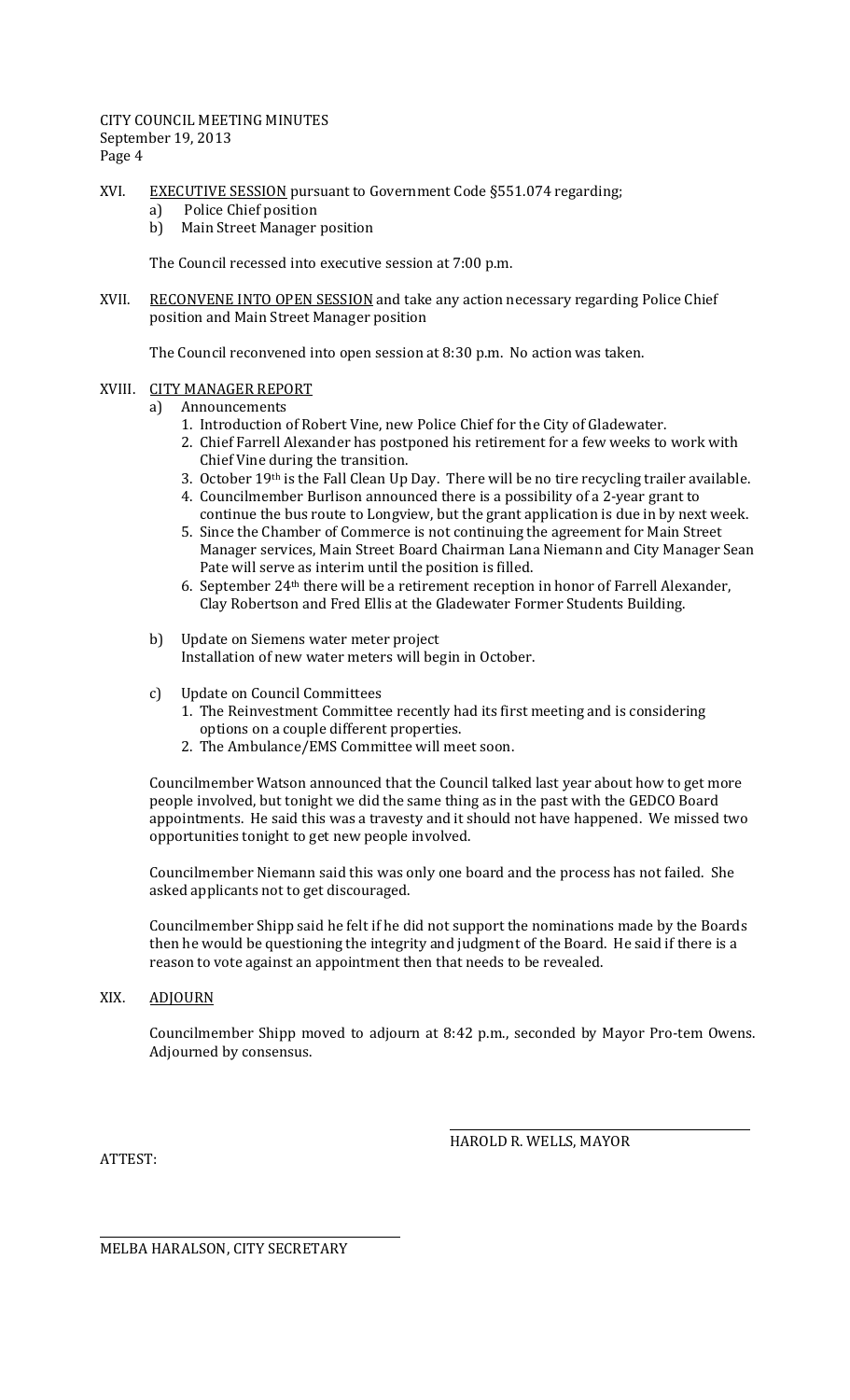XVI. EXECUTIVE SESSION pursuant to Government Code §551.074 regarding;

a) Police Chief position
b) Main Street Manager position

The Council recessed into executive session at 7:00 p.m.

XVII. RECONVENE INTO OPEN SESSION and take any action necessary regarding Police Chief position and Main Street Manager position

The Council reconvened into open session at 8:30 p.m. No action was taken.

XVIII. CITY MANAGER REPORT

a) Announcements
   1. Introduction of Robert Vine, new Police Chief for the City of Gladewater.
   2. Chief Farrell Alexander has postponed his retirement for a few weeks to work with Chief Vine during the transition.
   3. October 19th is the Fall Clean Up Day. There will be no tire recycling trailer available.
   4. Councilmember Burlison announced there is a possibility of a 2-year grant to continue the bus route to Longview, but the grant application is due in by next week.
   5. Since the Chamber of Commerce is not continuing the agreement for Main Street Manager services, Main Street Board Chairman Lana Niemann and City Manager Sean Pate will serve as interim until the position is filled.
   6. September 24th there will be a retirement reception in honor of Farrell Alexander, Clay Robertson and Fred Ellis at the Gladewater Former Students Building.

b) Update on Siemens water meter project
   Installation of new water meters will begin in October.

c) Update on Council Committees
   1. The Reinvestment Committee recently had its first meeting and is considering options on a couple different properties.
   2. The Ambulance/EMS Committee will meet soon.

Councilmember Watson announced that the Council talked last year about how to get more people involved, but tonight we did the same thing as in the past with the GEDCO Board appointments. He said this was a travesty and it should not have happened. We missed two opportunities tonight to get new people involved.

Councilmember Niemann said this was only one board and the process has not failed. She asked applicants not to get discouraged.

Councilmember Shipp said he felt if he did not support the nominations made by the Boards then he would be questioning the integrity and judgment of the Board. He said if there is a reason to vote against an appointment then that needs to be revealed.

XIX. ADJOURN

Councilmember Shipp moved to adjourn at 8:42 p.m., seconded by Mayor Pro-tem Owens. Adjourned by consensus.

HAROLD R. WELLS, MAYOR

ATTEST:

MELBA HARALSON, CITY SECRETARY